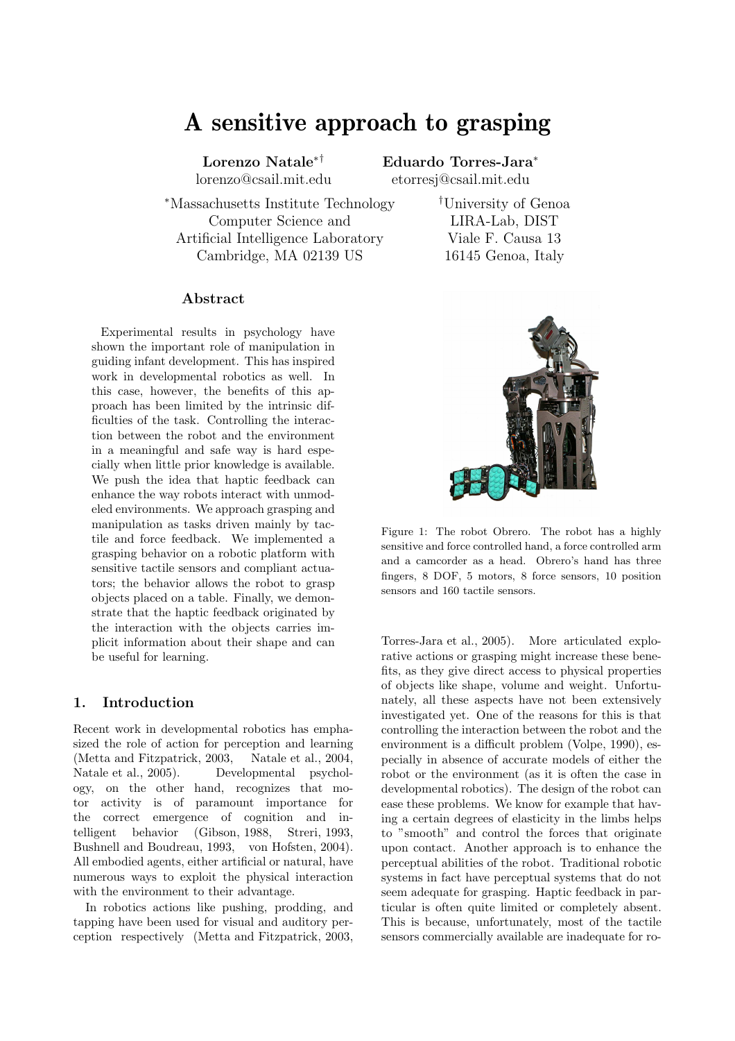# A sensitive approach to grasping

**Lorenzo Natale**[*†]
lorenzo@csail.mit.edu

**Eduardo Torres-Jara**[*]
etorresj@csail.mit.edu

[*]Massachusetts Institute Technology
Computer Science and
Artificial Intelligence Laboratory
Cambridge, MA 02139 US

[†]University of Genoa
LIRA-Lab, DIST
Viale F. Causa 13
16145 Genoa, Italy

### Abstract

Experimental results in psychology have shown the important role of manipulation in guiding infant development. This has inspired work in developmental robotics as well. In this case, however, the benefits of this approach has been limited by the intrinsic difficulties of the task. Controlling the interaction between the robot and the environment in a meaningful and safe way is hard especially when little prior knowledge is available. We push the idea that haptic feedback can enhance the way robots interact with unmodeled environments. We approach grasping and manipulation as tasks driven mainly by tactile and force feedback. We implemented a grasping behavior on a robotic platform with sensitive tactile sensors and compliant actuators; the behavior allows the robot to grasp objects placed on a table. Finally, we demonstrate that the haptic feedback originated by the interaction with the objects carries implicit information about their shape and can be useful for learning.

Figure 1: The robot Obrero. The robot has a highly sensitive and force controlled hand, a force controlled arm and a camcorder as a head. Obrero's hand has three fingers, 8 DOF, 5 motors, 8 force sensors, 10 position sensors and 160 tactile sensors.

## 1. Introduction

Recent work in developmental robotics has emphasized the role of action for perception and learning (Metta and Fitzpatrick, 2003, Natale et al., 2004, Natale et al., 2005). Developmental psychology, on the other hand, recognizes that motor activity is of paramount importance for the correct emergence of cognition and intelligent behavior (Gibson, 1988, Streri, 1993, Bushnell and Boudreau, 1993, von Hofsten, 2004). All embodied agents, either artificial or natural, have numerous ways to exploit the physical interaction with the environment to their advantage.

In robotics actions like pushing, prodding, and tapping have been used for visual and auditory perception respectively (Metta and Fitzpatrick, 2003, Torres-Jara et al., 2005). More articulated explorative actions or grasping might increase these benefits, as they give direct access to physical properties of objects like shape, volume and weight. Unfortunately, all these aspects have not been extensively investigated yet. One of the reasons for this is that controlling the interaction between the robot and the environment is a difficult problem (Volpe, 1990), especially in absence of accurate models of either the robot or the environment (as it is often the case in developmental robotics). The design of the robot can ease these problems. We know for example that having a certain degrees of elasticity in the limbs helps to "smooth" and control the forces that originate upon contact. Another approach is to enhance the perceptual abilities of the robot. Traditional robotic systems in fact have perceptual systems that do not seem adequate for grasping. Haptic feedback in particular is often quite limited or completely absent. This is because, unfortunately, most of the tactile sensors commercially available are inadequate for ro-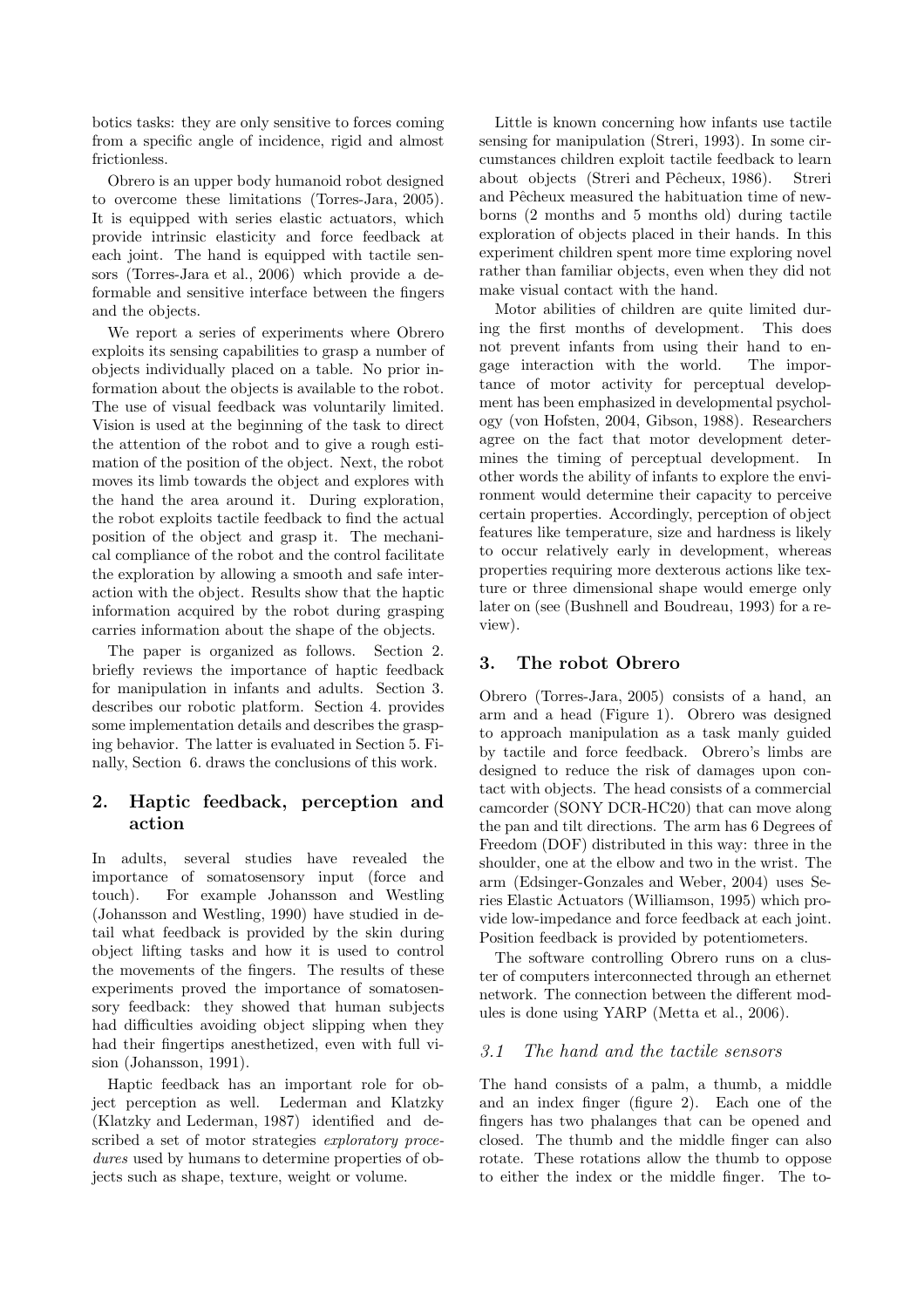botics tasks: they are only sensitive to forces coming from a specific angle of incidence, rigid and almost frictionless.

Obrero is an upper body humanoid robot designed to overcome these limitations (Torres-Jara, 2005). It is equipped with series elastic actuators, which provide intrinsic elasticity and force feedback at each joint. The hand is equipped with tactile sensors (Torres-Jara et al., 2006) which provide a deformable and sensitive interface between the fingers and the objects.

We report a series of experiments where Obrero exploits its sensing capabilities to grasp a number of objects individually placed on a table. No prior information about the objects is available to the robot. The use of visual feedback was voluntarily limited. Vision is used at the beginning of the task to direct the attention of the robot and to give a rough estimation of the position of the object. Next, the robot moves its limb towards the object and explores with the hand the area around it. During exploration, the robot exploits tactile feedback to find the actual position of the object and grasp it. The mechanical compliance of the robot and the control facilitate the exploration by allowing a smooth and safe interaction with the object. Results show that the haptic information acquired by the robot during grasping carries information about the shape of the objects.

The paper is organized as follows. Section 2. briefly reviews the importance of haptic feedback for manipulation in infants and adults. Section 3. describes our robotic platform. Section 4. provides some implementation details and describes the grasping behavior. The latter is evaluated in Section 5. Finally, Section 6. draws the conclusions of this work.

## 2. Haptic feedback, perception and action

In adults, several studies have revealed the importance of somatosensory input (force and touch). For example Johansson and Westling (Johansson and Westling, 1990) have studied in detail what feedback is provided by the skin during object lifting tasks and how it is used to control the movements of the fingers. The results of these experiments proved the importance of somatosensory feedback: they showed that human subjects had difficulties avoiding object slipping when they had their fingertips anesthetized, even with full vision (Johansson, 1991).

Haptic feedback has an important role for object perception as well. Lederman and Klatzky (Klatzky and Lederman, 1987) identified and described a set of motor strategies *exploratory procedures* used by humans to determine properties of objects such as shape, texture, weight or volume.

Little is known concerning how infants use tactile sensing for manipulation (Streri, 1993). In some circumstances children exploit tactile feedback to learn about objects (Streri and Pêcheux, 1986). Streri and Pêcheux measured the habituation time of newborns (2 months and 5 months old) during tactile exploration of objects placed in their hands. In this experiment children spent more time exploring novel rather than familiar objects, even when they did not make visual contact with the hand.

Motor abilities of children are quite limited during the first months of development. This does not prevent infants from using their hand to engage interaction with the world. The importance of motor activity for perceptual development has been emphasized in developmental psychology (von Hofsten, 2004, Gibson, 1988). Researchers agree on the fact that motor development determines the timing of perceptual development. In other words the ability of infants to explore the environment would determine their capacity to perceive certain properties. Accordingly, perception of object features like temperature, size and hardness is likely to occur relatively early in development, whereas properties requiring more dexterous actions like texture or three dimensional shape would emerge only later on (see (Bushnell and Boudreau, 1993) for a review).

## 3. The robot Obrero

Obrero (Torres-Jara, 2005) consists of a hand, an arm and a head (Figure 1). Obrero was designed to approach manipulation as a task manly guided by tactile and force feedback. Obrero's limbs are designed to reduce the risk of damages upon contact with objects. The head consists of a commercial camcorder (SONY DCR-HC20) that can move along the pan and tilt directions. The arm has 6 Degrees of Freedom (DOF) distributed in this way: three in the shoulder, one at the elbow and two in the wrist. The arm (Edsinger-Gonzales and Weber, 2004) uses Series Elastic Actuators (Williamson, 1995) which provide low-impedance and force feedback at each joint. Position feedback is provided by potentiometers.

The software controlling Obrero runs on a cluster of computers interconnected through an ethernet network. The connection between the different modules is done using YARP (Metta et al., 2006).

### 3.1 The hand and the tactile sensors

The hand consists of a palm, a thumb, a middle and an index finger (figure 2). Each one of the fingers has two phalanges that can be opened and closed. The thumb and the middle finger can also rotate. These rotations allow the thumb to oppose to either the index or the middle finger. The to-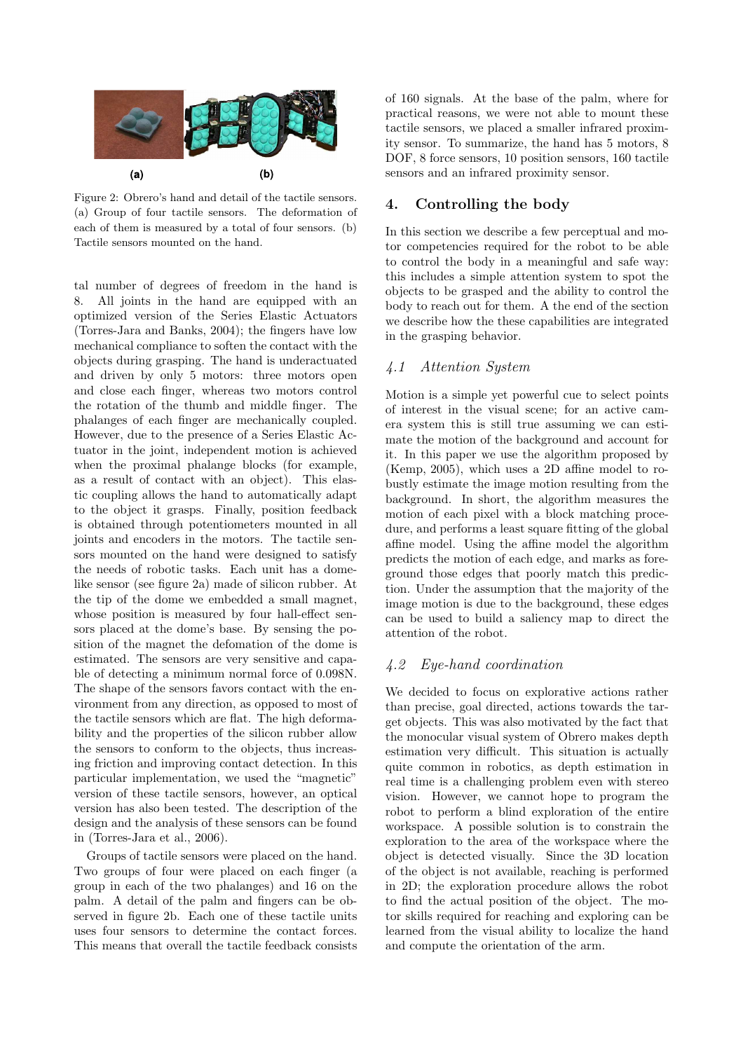Figure 2: Obrero's hand and detail of the tactile sensors. (a) Group of four tactile sensors. The deformation of each of them is measured by a total of four sensors. (b) Tactile sensors mounted on the hand.

tal number of degrees of freedom in the hand is 8. All joints in the hand are equipped with an optimized version of the Series Elastic Actuators (Torres-Jara and Banks, 2004); the fingers have low mechanical compliance to soften the contact with the objects during grasping. The hand is underactuated and driven by only 5 motors: three motors open and close each finger, whereas two motors control the rotation of the thumb and middle finger. The phalanges of each finger are mechanically coupled. However, due to the presence of a Series Elastic Actuator in the joint, independent motion is achieved when the proximal phalange blocks (for example, as a result of contact with an object). This elastic coupling allows the hand to automatically adapt to the object it grasps. Finally, position feedback is obtained through potentiometers mounted in all joints and encoders in the motors. The tactile sensors mounted on the hand were designed to satisfy the needs of robotic tasks. Each unit has a dome-like sensor (see figure 2a) made of silicon rubber. At the tip of the dome we embedded a small magnet, whose position is measured by four hall-effect sensors placed at the dome's base. By sensing the position of the magnet the defomation of the dome is estimated. The sensors are very sensitive and capable of detecting a minimum normal force of 0.098N. The shape of the sensors favors contact with the environment from any direction, as opposed to most of the tactile sensors which are flat. The high deformability and the properties of the silicon rubber allow the sensors to conform to the objects, thus increasing friction and improving contact detection. In this particular implementation, we used the "magnetic" version of these tactile sensors, however, an optical version has also been tested. The description of the design and the analysis of these sensors can be found in (Torres-Jara et al., 2006).

Groups of tactile sensors were placed on the hand. Two groups of four were placed on each finger (a group in each of the two phalanges) and 16 on the palm. A detail of the palm and fingers can be observed in figure 2b. Each one of these tactile units uses four sensors to determine the contact forces. This means that overall the tactile feedback consists of 160 signals. At the base of the palm, where for practical reasons, we were not able to mount these tactile sensors, we placed a smaller infrared proximity sensor. To summarize, the hand has 5 motors, 8 DOF, 8 force sensors, 10 position sensors, 160 tactile sensors and an infrared proximity sensor.

## 4. Controlling the body

In this section we describe a few perceptual and motor competencies required for the robot to be able to control the body in a meaningful and safe way: this includes a simple attention system to spot the objects to be grasped and the ability to control the body to reach out for them. A the end of the section we describe how the these capabilities are integrated in the grasping behavior.

### *4.1 Attention System*

Motion is a simple yet powerful cue to select points of interest in the visual scene; for an active camera system this is still true assuming we can estimate the motion of the background and account for it. In this paper we use the algorithm proposed by (Kemp, 2005), which uses a 2D affine model to robustly estimate the image motion resulting from the background. In short, the algorithm measures the motion of each pixel with a block matching procedure, and performs a least square fitting of the global affine model. Using the affine model the algorithm predicts the motion of each edge, and marks as foreground those edges that poorly match this prediction. Under the assumption that the majority of the image motion is due to the background, these edges can be used to build a saliency map to direct the attention of the robot.

### *4.2 Eye-hand coordination*

We decided to focus on explorative actions rather than precise, goal directed, actions towards the target objects. This was also motivated by the fact that the monocular visual system of Obrero makes depth estimation very difficult. This situation is actually quite common in robotics, as depth estimation in real time is a challenging problem even with stereo vision. However, we cannot hope to program the robot to perform a blind exploration of the entire workspace. A possible solution is to constrain the exploration to the area of the workspace where the object is detected visually. Since the 3D location of the object is not available, reaching is performed in 2D; the exploration procedure allows the robot to find the actual position of the object. The motor skills required for reaching and exploring can be learned from the visual ability to localize the hand and compute the orientation of the arm.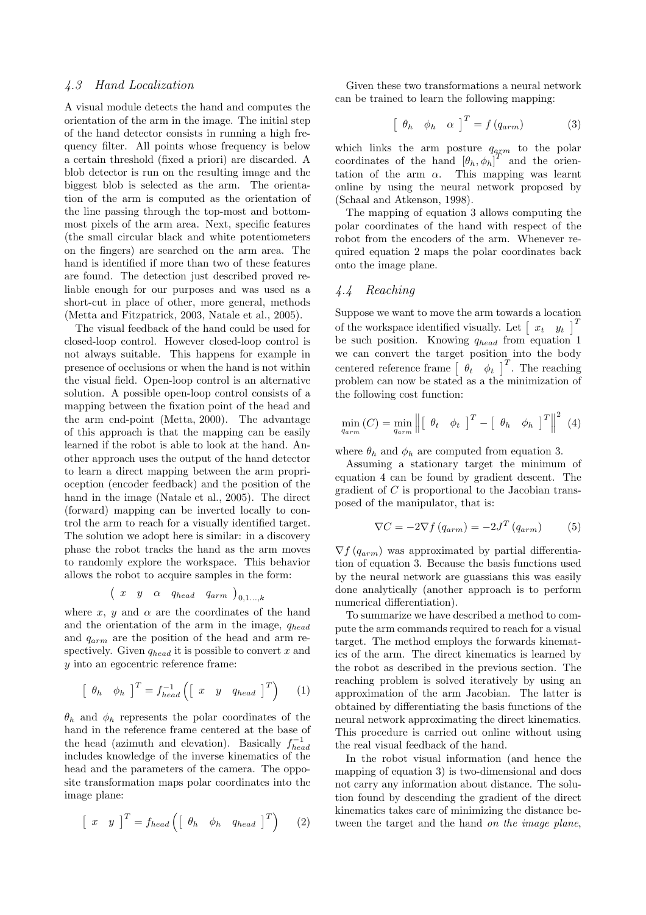### 4.3 Hand Localization

A visual module detects the hand and computes the orientation of the arm in the image. The initial step of the hand detector consists in running a high frequency filter. All points whose frequency is below a certain threshold (fixed a priori) are discarded. A blob detector is run on the resulting image and the biggest blob is selected as the arm. The orientation of the arm is computed as the orientation of the line passing through the top-most and bottom-most pixels of the arm area. Next, specific features (the small circular black and white potentiometers on the fingers) are searched on the arm area. The hand is identified if more than two of these features are found. The detection just described proved reliable enough for our purposes and was used as a short-cut in place of other, more general, methods (Metta and Fitzpatrick, 2003, Natale et al., 2005).

The visual feedback of the hand could be used for closed-loop control. However closed-loop control is not always suitable. This happens for example in presence of occlusions or when the hand is not within the visual field. Open-loop control is an alternative solution. A possible open-loop control consists of a mapping between the fixation point of the head and the arm end-point (Metta, 2000). The advantage of this approach is that the mapping can be easily learned if the robot is able to look at the hand. Another approach uses the output of the hand detector to learn a direct mapping between the arm proprioception (encoder feedback) and the position of the hand in the image (Natale et al., 2005). The direct (forward) mapping can be inverted locally to control the arm to reach for a visually identified target. The solution we adopt here is similar: in a discovery phase the robot tracks the hand as the arm moves to randomly explore the workspace. This behavior allows the robot to acquire samples in the form:

$$\left( \begin{array}{ccccc} x & y & \alpha & q_{head} & q_{arm} \end{array} \right)_{0,1\ldots,k}$$

where $x$, $y$ and $\alpha$ are the coordinates of the hand and the orientation of the arm in the image, $q_{head}$ and $q_{arm}$ are the position of the head and arm respectively. Given $q_{head}$ it is possible to convert $x$ and $y$ into an egocentric reference frame:

$$\left[ \begin{array}{cc} \theta_h & \phi_h \end{array} \right]^T = f_{head}^{-1}\left( \left[ \begin{array}{ccc} x & y & q_{head} \end{array} \right]^T \right) \quad (1)$$

$\theta_h$ and $\phi_h$ represents the polar coordinates of the hand in the reference frame centered at the base of the head (azimuth and elevation). Basically $f_{head}^{-1}$ includes knowledge of the inverse kinematics of the head and the parameters of the camera. The opposite transformation maps polar coordinates into the image plane:

$$\left[ \begin{array}{cc} x & y \end{array} \right]^T = f_{head}\left( \left[ \begin{array}{ccc} \theta_h & \phi_h & q_{head} \end{array} \right]^T \right) \quad (2)$$

Given these two transformations a neural network can be trained to learn the following mapping:

$$\left[ \begin{array}{ccc} \theta_h & \phi_h & \alpha \end{array} \right]^T = f\left(q_{arm}\right) \quad (3)$$

which links the arm posture $q_{arm}$ to the polar coordinates of the hand $[\theta_h, \phi_h]^T$ and the orientation of the arm $\alpha$. This mapping was learnt online by using the neural network proposed by (Schaal and Atkenson, 1998).

The mapping of equation 3 allows computing the polar coordinates of the hand with respect of the robot from the encoders of the arm. Whenever required equation 2 maps the polar coordinates back onto the image plane.

### 4.4 Reaching

Suppose we want to move the arm towards a location of the workspace identified visually. Let $\left[ \begin{array}{cc} x_t & y_t \end{array} \right]^T$ be such position. Knowing $q_{head}$ from equation 1 we can convert the target position into the body centered reference frame $\left[ \begin{array}{cc} \theta_t & \phi_t \end{array} \right]^T$. The reaching problem can now be stated as a the minimization of the following cost function:

$$\min_{q_{arm}}\left(C\right) = \min_{q_{arm}} \left\| \left[ \begin{array}{cc} \theta_t & \phi_t \end{array} \right]^T - \left[ \begin{array}{cc} \theta_h & \phi_h \end{array} \right]^T \right\|^2 \quad (4)$$

where $\theta_h$ and $\phi_h$ are computed from equation 3.

Assuming a stationary target the minimum of equation 4 can be found by gradient descent. The gradient of $C$ is proportional to the Jacobian transposed of the manipulator, that is:

$$\nabla C = -2\nabla f\left(q_{arm}\right) = -2J^T\left(q_{arm}\right) \quad (5)$$

$\nabla f\left(q_{arm}\right)$ was approximated by partial differentiation of equation 3. Because the basis functions used by the neural network are guassians this was easily done analytically (another approach is to perform numerical differentiation).

To summarize we have described a method to compute the arm commands required to reach for a visual target. The method employs the forwards kinematics of the arm. The direct kinematics is learned by the robot as described in the previous section. The reaching problem is solved iteratively by using an approximation of the arm Jacobian. The latter is obtained by differentiating the basis functions of the neural network approximating the direct kinematics. This procedure is carried out online without using the real visual feedback of the hand.

In the robot visual information (and hence the mapping of equation 3) is two-dimensional and does not carry any information about distance. The solution found by descending the gradient of the direct kinematics takes care of minimizing the distance between the target and the hand *on the image plane*,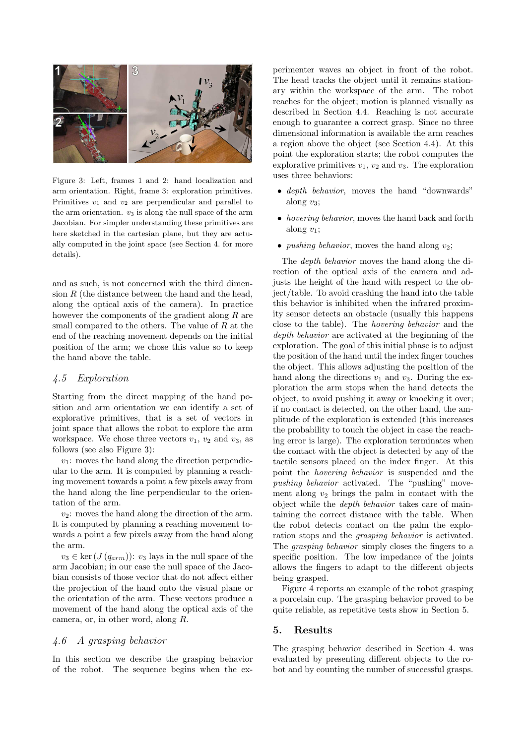Figure 3: Left, frames 1 and 2: hand localization and arm orientation. Right, frame 3: exploration primitives. Primitives $v_1$ and $v_2$ are perpendicular and parallel to the arm orientation. $v_3$ is along the null space of the arm Jacobian. For simpler understanding these primitives are here sketched in the cartesian plane, but they are actually computed in the joint space (see Section 4. for more details).

and as such, is not concerned with the third dimension $R$ (the distance between the hand and the head, along the optical axis of the camera). In practice however the components of the gradient along $R$ are small compared to the others. The value of $R$ at the end of the reaching movement depends on the initial position of the arm; we chose this value so to keep the hand above the table.

### 4.5 Exploration

Starting from the direct mapping of the hand position and arm orientation we can identify a set of explorative primitives, that is a set of vectors in joint space that allows the robot to explore the arm workspace. We chose three vectors $v_1$, $v_2$ and $v_3$, as follows (see also Figure 3):

$v_1$: moves the hand along the direction perpendicular to the arm. It is computed by planning a reaching movement towards a point a few pixels away from the hand along the line perpendicular to the orientation of the arm.

$v_2$: moves the hand along the direction of the arm. It is computed by planning a reaching movement towards a point a few pixels away from the hand along the arm.

$v_3 \in \ker\left(J\left(q_{arm}\right)\right)$: $v_3$ lays in the null space of the arm Jacobian; in our case the null space of the Jacobian consists of those vector that do not affect either the projection of the hand onto the visual plane or the orientation of the arm. These vectors produce a movement of the hand along the optical axis of the camera, or, in other word, along $R$.

### 4.6 A grasping behavior

In this section we describe the grasping behavior of the robot. The sequence begins when the experimenter waves an object in front of the robot. The head tracks the object until it remains stationary within the workspace of the arm. The robot reaches for the object; motion is planned visually as described in Section 4.4. Reaching is not accurate enough to guarantee a correct grasp. Since no three dimensional information is available the arm reaches a region above the object (see Section 4.4). At this point the exploration starts; the robot computes the explorative primitives $v_1$, $v_2$ and $v_3$. The exploration uses three behaviors:

- *depth behavior*, moves the hand "downwards" along $v_3$;
- *hovering behavior*, moves the hand back and forth along $v_1$;
- *pushing behavior*, moves the hand along $v_2$;

The *depth behavior* moves the hand along the direction of the optical axis of the camera and adjusts the height of the hand with respect to the object/table. To avoid crashing the hand into the table this behavior is inhibited when the infrared proximity sensor detects an obstacle (usually this happens close to the table). The *hovering behavior* and the *depth behavior* are activated at the beginning of the exploration. The goal of this initial phase is to adjust the position of the hand until the index finger touches the object. This allows adjusting the position of the hand along the directions $v_1$ and $v_3$. During the exploration the arm stops when the hand detects the object, to avoid pushing it away or knocking it over; if no contact is detected, on the other hand, the amplitude of the exploration is extended (this increases the probability to touch the object in case the reaching error is large). The exploration terminates when the contact with the object is detected by any of the tactile sensors placed on the index finger. At this point the *hovering behavior* is suspended and the *pushing behavior* activated. The "pushing" movement along $v_2$ brings the palm in contact with the object while the *depth behavior* takes care of maintaining the correct distance with the table. When the robot detects contact on the palm the exploration stops and the *grasping behavior* is activated. The *grasping behavior* simply closes the fingers to a specific position. The low impedance of the joints allows the fingers to adapt to the different objects being grasped.

Figure 4 reports an example of the robot grasping a porcelain cup. The grasping behavior proved to be quite reliable, as repetitive tests show in Section 5.

## 5. Results

The grasping behavior described in Section 4. was evaluated by presenting different objects to the robot and by counting the number of successful grasps.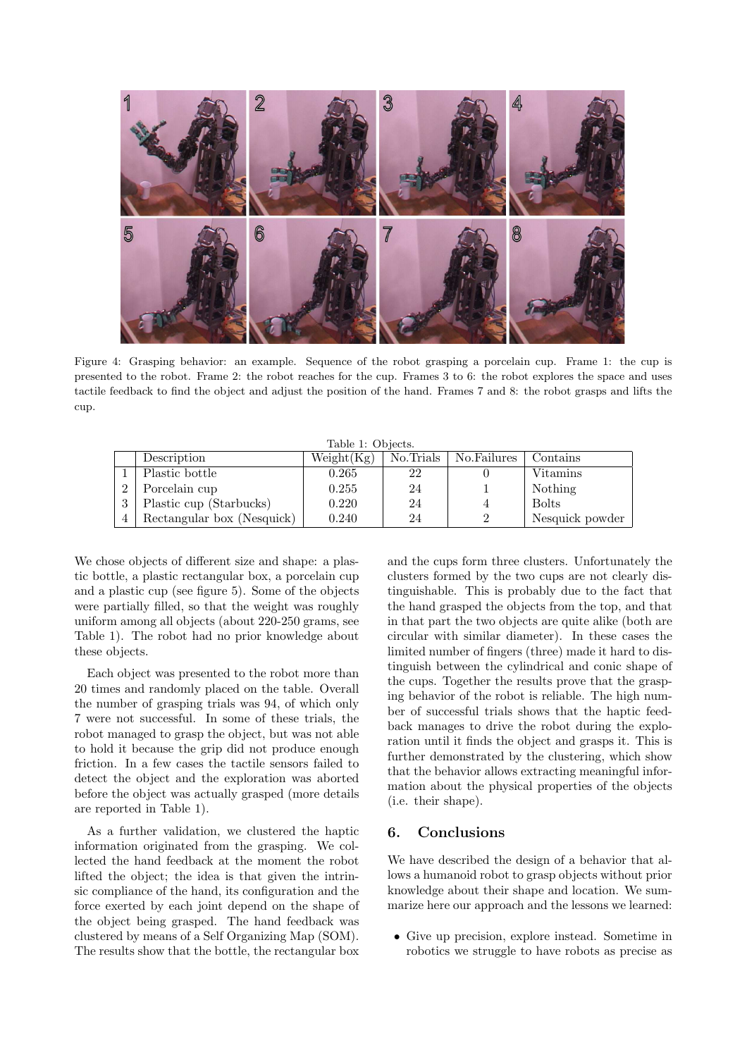Figure 4: Grasping behavior: an example. Sequence of the robot grasping a porcelain cup. Frame 1: the cup is presented to the robot. Frame 2: the robot reaches for the cup. Frames 3 to 6: the robot explores the space and uses tactile feedback to find the object and adjust the position of the hand. Frames 7 and 8: the robot grasps and lifts the cup.

Table 1: Objects.

| | Description | Weight(Kg) | No.Trials | No.Failures | Contains |
|---|---|---|---|---|---|
| 1 | Plastic bottle | 0.265 | 22 | 0 | Vitamins |
| 2 | Porcelain cup | 0.255 | 24 | 1 | Nothing |
| 3 | Plastic cup (Starbucks) | 0.220 | 24 | 4 | Bolts |
| 4 | Rectangular box (Nesquick) | 0.240 | 24 | 2 | Nesquick powder |

We chose objects of different size and shape: a plastic bottle, a plastic rectangular box, a porcelain cup and a plastic cup (see figure 5). Some of the objects were partially filled, so that the weight was roughly uniform among all objects (about 220-250 grams, see Table 1). The robot had no prior knowledge about these objects.

Each object was presented to the robot more than 20 times and randomly placed on the table. Overall the number of grasping trials was 94, of which only 7 were not successful. In some of these trials, the robot managed to grasp the object, but was not able to hold it because the grip did not produce enough friction. In a few cases the tactile sensors failed to detect the object and the exploration was aborted before the object was actually grasped (more details are reported in Table 1).

As a further validation, we clustered the haptic information originated from the grasping. We collected the hand feedback at the moment the robot lifted the object; the idea is that given the intrinsic compliance of the hand, its configuration and the force exerted by each joint depend on the shape of the object being grasped. The hand feedback was clustered by means of a Self Organizing Map (SOM). The results show that the bottle, the rectangular box and the cups form three clusters. Unfortunately the clusters formed by the two cups are not clearly distinguishable. This is probably due to the fact that the hand grasped the objects from the top, and that in that part the two objects are quite alike (both are circular with similar diameter). In these cases the limited number of fingers (three) made it hard to distinguish between the cylindrical and conic shape of the cups. Together the results prove that the grasping behavior of the robot is reliable. The high number of successful trials shows that the haptic feedback manages to drive the robot during the exploration until it finds the object and grasps it. This is further demonstrated by the clustering, which show that the behavior allows extracting meaningful information about the physical properties of the objects (i.e. their shape).

## 6. Conclusions

We have described the design of a behavior that allows a humanoid robot to grasp objects without prior knowledge about their shape and location. We summarize here our approach and the lessons we learned:

- Give up precision, explore instead. Sometime in robotics we struggle to have robots as precise as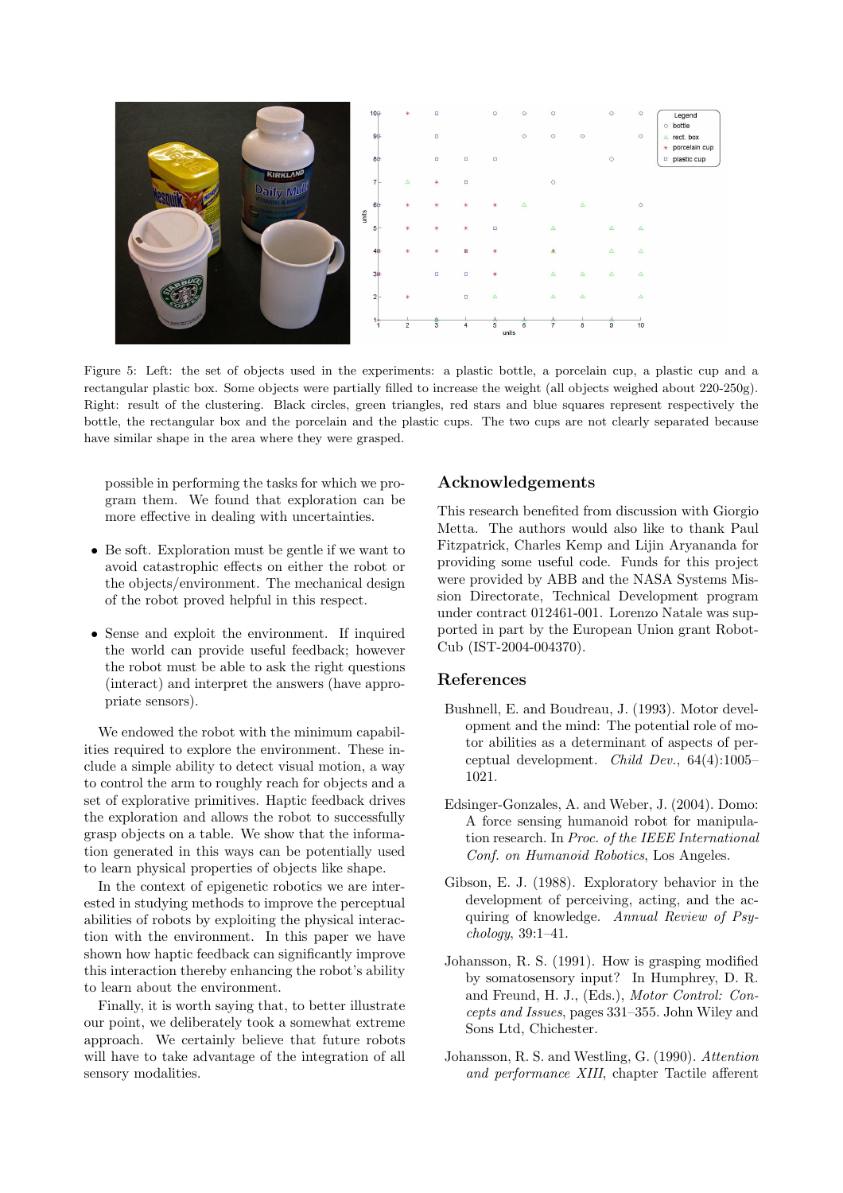Figure 5: Left: the set of objects used in the experiments: a plastic bottle, a porcelain cup, a plastic cup and a rectangular plastic box. Some objects were partially filled to increase the weight (all objects weighed about 220-250g). Right: result of the clustering. Black circles, green triangles, red stars and blue squares represent respectively the bottle, the rectangular box and the porcelain and the plastic cups. The two cups are not clearly separated because have similar shape in the area where they were grasped.

possible in performing the tasks for which we program them. We found that exploration can be more effective in dealing with uncertainties.

- Be soft. Exploration must be gentle if we want to avoid catastrophic effects on either the robot or the objects/environment. The mechanical design of the robot proved helpful in this respect.

- Sense and exploit the environment. If inquired the world can provide useful feedback; however the robot must be able to ask the right questions (interact) and interpret the answers (have appropriate sensors).

We endowed the robot with the minimum capabilities required to explore the environment. These include a simple ability to detect visual motion, a way to control the arm to roughly reach for objects and a set of explorative primitives. Haptic feedback drives the exploration and allows the robot to successfully grasp objects on a table. We show that the information generated in this ways can be potentially used to learn physical properties of objects like shape.

In the context of epigenetic robotics we are interested in studying methods to improve the perceptual abilities of robots by exploiting the physical interaction with the environment. In this paper we have shown how haptic feedback can significantly improve this interaction thereby enhancing the robot's ability to learn about the environment.

Finally, it is worth saying that, to better illustrate our point, we deliberately took a somewhat extreme approach. We certainly believe that future robots will have to take advantage of the integration of all sensory modalities.

## Acknowledgements

This research benefited from discussion with Giorgio Metta. The authors would also like to thank Paul Fitzpatrick, Charles Kemp and Lijin Aryananda for providing some useful code. Funds for this project were provided by ABB and the NASA Systems Mission Directorate, Technical Development program under contract 012461-001. Lorenzo Natale was supported in part by the European Union grant RobotCub (IST-2004-004370).

## References

Bushnell, E. and Boudreau, J. (1993). Motor development and the mind: The potential role of motor abilities as a determinant of aspects of perceptual development. *Child Dev.*, 64(4):1005–1021.

Edsinger-Gonzales, A. and Weber, J. (2004). Domo: A force sensing humanoid robot for manipulation research. In *Proc. of the IEEE International Conf. on Humanoid Robotics*, Los Angeles.

Gibson, E. J. (1988). Exploratory behavior in the development of perceiving, acting, and the acquiring of knowledge. *Annual Review of Psychology*, 39:1–41.

Johansson, R. S. (1991). How is grasping modified by somatosensory input? In Humphrey, D. R. and Freund, H. J., (Eds.), *Motor Control: Concepts and Issues*, pages 331–355. John Wiley and Sons Ltd, Chichester.

Johansson, R. S. and Westling, G. (1990). *Attention and performance XIII*, chapter Tactile afferent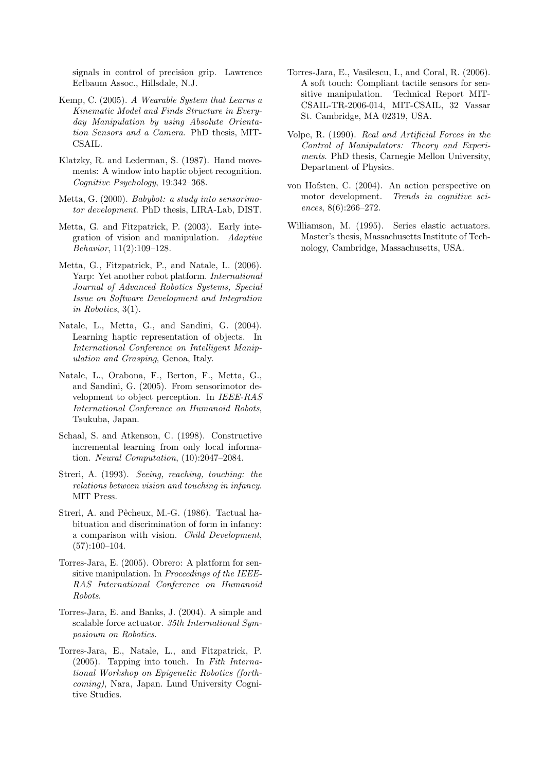signals in control of precision grip. Lawrence Erlbaum Assoc., Hillsdale, N.J.

Kemp, C. (2005). *A Wearable System that Learns a Kinematic Model and Finds Structure in Everyday Manipulation by using Absolute Orientation Sensors and a Camera*. PhD thesis, MIT-CSAIL.

Klatzky, R. and Lederman, S. (1987). Hand movements: A window into haptic object recognition. *Cognitive Psychology*, 19:342–368.

Metta, G. (2000). *Babybot: a study into sensorimotor development*. PhD thesis, LIRA-Lab, DIST.

Metta, G. and Fitzpatrick, P. (2003). Early integration of vision and manipulation. *Adaptive Behavior*, 11(2):109–128.

Metta, G., Fitzpatrick, P., and Natale, L. (2006). Yarp: Yet another robot platform. *International Journal of Advanced Robotics Systems, Special Issue on Software Development and Integration in Robotics*, 3(1).

Natale, L., Metta, G., and Sandini, G. (2004). Learning haptic representation of objects. In *International Conference on Intelligent Manipulation and Grasping*, Genoa, Italy.

Natale, L., Orabona, F., Berton, F., Metta, G., and Sandini, G. (2005). From sensorimotor development to object perception. In *IEEE-RAS International Conference on Humanoid Robots*, Tsukuba, Japan.

Schaal, S. and Atkenson, C. (1998). Constructive incremental learning from only local information. *Neural Computation*, (10):2047–2084.

Streri, A. (1993). *Seeing, reaching, touching: the relations between vision and touching in infancy*. MIT Press.

Streri, A. and Pêcheux, M.-G. (1986). Tactual habituation and discrimination of form in infancy: a comparison with vision. *Child Development*, (57):100–104.

Torres-Jara, E. (2005). Obrero: A platform for sensitive manipulation. In *Proceedings of the IEEE-RAS International Conference on Humanoid Robots*.

Torres-Jara, E. and Banks, J. (2004). A simple and scalable force actuator. *35th International Symposioum on Robotics*.

Torres-Jara, E., Natale, L., and Fitzpatrick, P. (2005). Tapping into touch. In *Fith International Workshop on Epigenetic Robotics (forthcoming)*, Nara, Japan. Lund University Cognitive Studies.

Torres-Jara, E., Vasilescu, I., and Coral, R. (2006). A soft touch: Compliant tactile sensors for sensitive manipulation. Technical Report MIT-CSAIL-TR-2006-014, MIT-CSAIL, 32 Vassar St. Cambridge, MA 02319, USA.

Volpe, R. (1990). *Real and Artificial Forces in the Control of Manipulators: Theory and Experiments*. PhD thesis, Carnegie Mellon University, Department of Physics.

von Hofsten, C. (2004). An action perspective on motor development. *Trends in cognitive sciences*, 8(6):266–272.

Williamson, M. (1995). Series elastic actuators. Master's thesis, Massachusetts Institute of Technology, Cambridge, Massachusetts, USA.